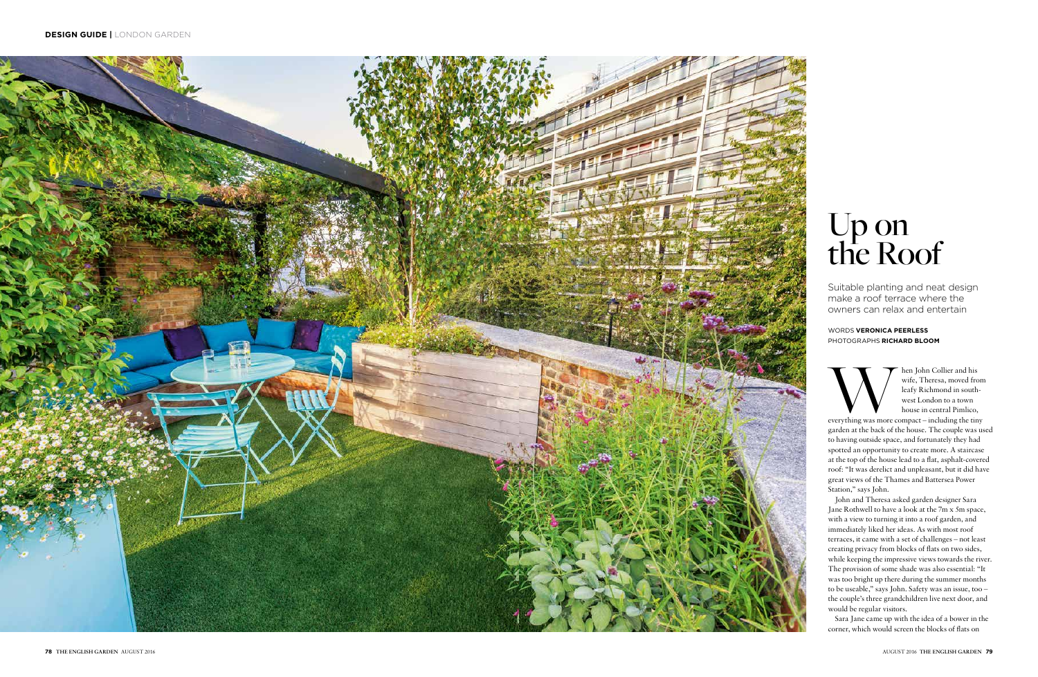# Up on the Roof

Suitable planting and neat design make a roof terrace where the owners can relax and entertain

WORDS **VERONICA PEERLESS**
PHOTOGRAPHS **RICHARD BLOOM**

When John Collier and his wife, Theresa, moved from leafy Richmond in south-west London to a town house in central Pimlico, everything was more compact – including the tiny garden at the back of the house. The couple was used to having outside space, and fortunately they had spotted an opportunity to create more. A staircase at the top of the house lead to a flat, asphalt-covered roof: "It was derelict and unpleasant, but it did have great views of the Thames and Battersea Power Station," says John.

John and Theresa asked garden designer Sara Jane Rothwell to have a look at the 7m x 5m space, with a view to turning it into a roof garden, and immediately liked her ideas. As with most roof terraces, it came with a set of challenges – not least creating privacy from blocks of flats on two sides, while keeping the impressive views towards the river. The provision of some shade was also essential: "It was too bright up there during the summer months to be useable," says John. Safety was an issue, too – the couple's three grandchildren live next door, and would be regular visitors.

Sara Jane came up with the idea of a bower in the corner, which would screen the blocks of flats on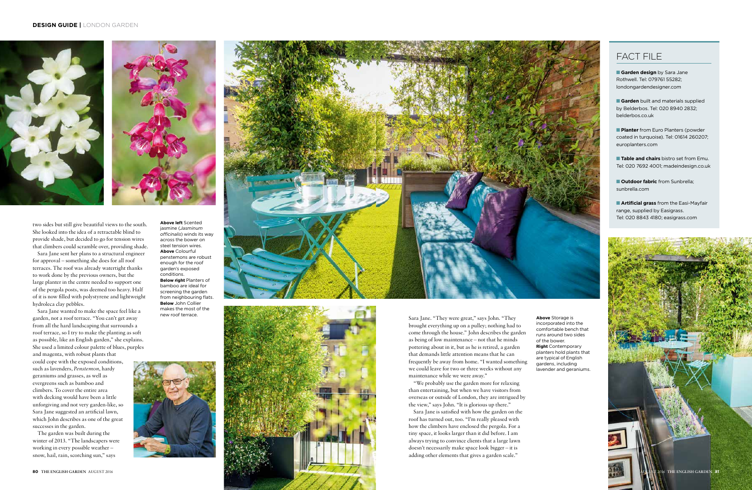two sides but still give beautiful views to the south. She looked into the idea of a retractable blind to provide shade, but decided to go for tension wires that climbers could scramble over, providing shade.

Sara Jane sent her plans to a structural engineer for approval – something she does for all roof terraces. The roof was already watertight thanks to work done by the previous owners, but the large planter in the centre needed to support one of the pergola posts, was deemed too heavy. Half of it is now filled with polystyrene and lightweight hydroleca clay pebbles.

Sara Jane wanted to make the space feel like a garden, not a roof terrace. "You can't get away from all the hard landscaping that surrounds a roof terrace, so I try to make the planting as soft as possible, like an English garden," she explains. She used a limited colour palette of blues, purples and magenta, with robust plants that could cope with the exposed conditions, such as lavenders, *Penstemon*, hardy geraniums and grasses, as well as evergreens such as bamboo and climbers. To cover the entire area with decking would have been a little unforgiving and not very garden-like, so Sara Jane suggested an artificial lawn, which John describes as one of the great successes in the garden.

The garden was built during the winter of 2013. "The landscapers were working in every possible weather – snow, hail, rain, scorching sun," says Sara Jane. "They were great," says John. "They brought everything up on a pulley; nothing had to come through the house." John describes the garden as being of low maintenance – not that he minds pottering about in it, but as he is retired, a garden that demands little attention means that he can frequently be away from home. "I wanted something we could leave for two or three weeks without any maintenance while we were away."

"We probably use the garden more for relaxing than entertaining, but when we have visitors from overseas or outside of London, they are intrigued by the view," says John. "It is glorious up there."

Sara Jane is satisfied with how the garden on the roof has turned out, too. "I'm really pleased with how the climbers have enclosed the pergola. For a tiny space, it looks larger than it did before. I am always trying to convince clients that a large lawn doesn't necessarily make space look bigger – it is adding other elements that gives a garden scale."

**Above left** Scented jasmine (*Jasminum officinalis*) winds its way across the bower on steel tension wires. **Above** Colourful penstemons are robust enough for the roof garden's exposed conditions. **Below right** Planters of bamboo are ideal for screening the garden from neighbouring flats. **Below** John Collier makes the most of the new roof terrace.

**Above** Storage is incorporated into the comfortable bench that runs around two sides of the bower. **Right** Contemporary planters hold plants that are typical of English gardens, including lavender and geraniums.

## FACT FILE

- **Garden design** by Sara Jane Rothwell. Tel: 079761 55282; londongardendesigner.com
- **Garden** built and materials supplied by Belderbos. Tel: 020 8940 2832; belderbos.co.uk
- **Planter** from Euro Planters (powder coated in turquoise). Tel: 01614 260207; europlanters.com
- **Table and chairs** bistro set from Emu. Tel: 020 7692 4001; madeindesign.co.uk
- **Outdoor fabric** from Sunbrella; sunbrella.com
- **Artificial grass** from the Easi-Mayfair range, supplied by Easigrass. Tel: 020 8843 4180; easigrass.com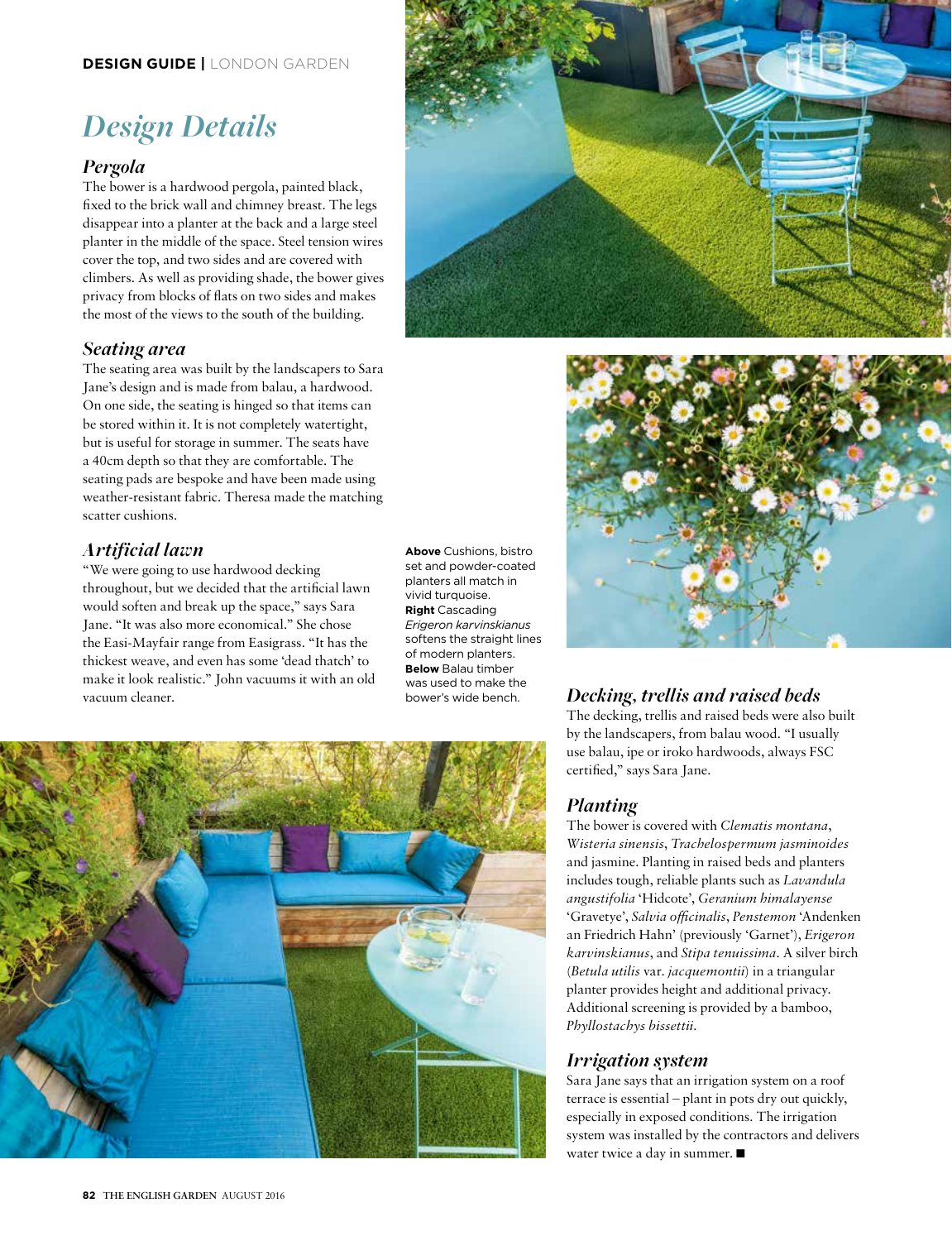# Design Details

## *Pergola*

The bower is a hardwood pergola, painted black, fixed to the brick wall and chimney breast. The legs disappear into a planter at the back and a large steel planter in the middle of the space. Steel tension wires cover the top, and two sides and are covered with climbers. As well as providing shade, the bower gives privacy from blocks of flats on two sides and makes the most of the views to the south of the building.

## *Seating area*

The seating area was built by the landscapers to Sara Jane's design and is made from balau, a hardwood. On one side, the seating is hinged so that items can be stored within it. It is not completely watertight, but is useful for storage in summer. The seats have a 40cm depth so that they are comfortable. The seating pads are bespoke and have been made using weather-resistant fabric. Theresa made the matching scatter cushions.

## *Artificial lawn*

"We were going to use hardwood decking throughout, but we decided that the artificial lawn would soften and break up the space," says Sara Jane. "It was also more economical." She chose the Easi-Mayfair range from Easigrass. "It has the thickest weave, and even has some 'dead thatch' to make it look realistic." John vacuums it with an old vacuum cleaner.

**Above** Cushions, bistro set and powder-coated planters all match in vivid turquoise. **Right** Cascading *Erigeron karvinskianus* softens the straight lines of modern planters. **Below** Balau timber was used to make the bower's wide bench.

## *Decking, trellis and raised beds*

The decking, trellis and raised beds were also built by the landscapers, from balau wood. "I usually use balau, ipe or iroko hardwoods, always FSC certified," says Sara Jane.

## *Planting*

The bower is covered with *Clematis montana*, *Wisteria sinensis*, *Trachelospermum jasminoides* and jasmine. Planting in raised beds and planters includes tough, reliable plants such as *Lavandula angustifolia* 'Hidcote', *Geranium himalayense* 'Gravetye', *Salvia officinalis*, *Penstemon* 'Andenken an Friedrich Hahn' (previously 'Garnet'), *Erigeron karvinskianus*, and *Stipa tenuissima*. A silver birch (*Betula utilis* var. *jacquemontii*) in a triangular planter provides height and additional privacy. Additional screening is provided by a bamboo, *Phyllostachys bissettii*.

## *Irrigation system*

Sara Jane says that an irrigation system on a roof terrace is essential – plant in pots dry out quickly, especially in exposed conditions. The irrigation system was installed by the contractors and delivers water twice a day in summer. ■